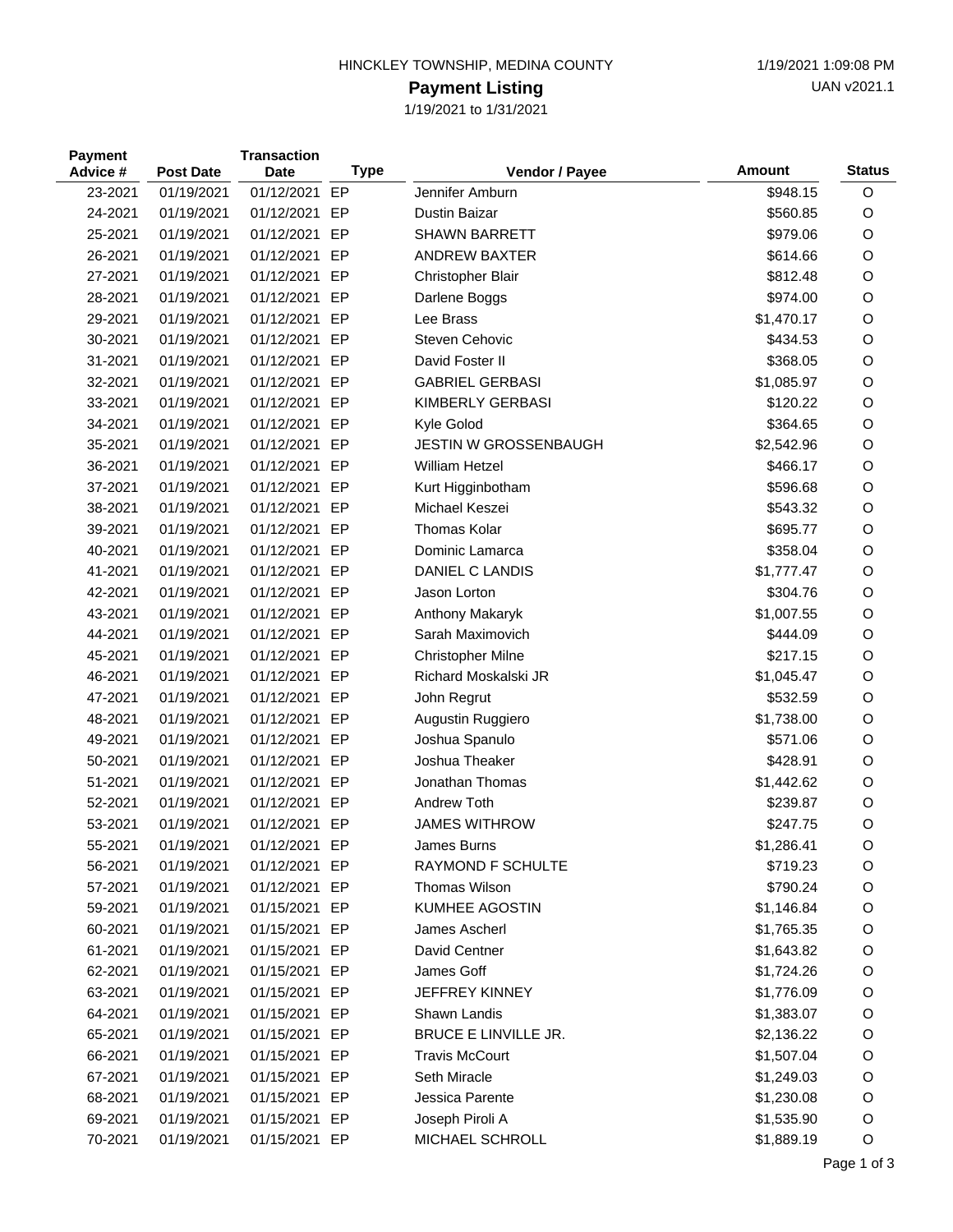HINCKLEY TOWNSHIP, MEDINA COUNTY

1/19/2021 1:09:08 PM

UAN v2021.1

# Payment Listing

1/19/2021 to 1/31/2021

| Payment Advice # | Post Date | Transaction Date | Type | Vendor / Payee | Amount | Status |
|---|---|---|---|---|---|---|
| 23-2021 | 01/19/2021 | 01/12/2021 | EP | Jennifer Amburn | $948.15 | O |
| 24-2021 | 01/19/2021 | 01/12/2021 | EP | Dustin Baizar | $560.85 | O |
| 25-2021 | 01/19/2021 | 01/12/2021 | EP | SHAWN BARRETT | $979.06 | O |
| 26-2021 | 01/19/2021 | 01/12/2021 | EP | ANDREW BAXTER | $614.66 | O |
| 27-2021 | 01/19/2021 | 01/12/2021 | EP | Christopher Blair | $812.48 | O |
| 28-2021 | 01/19/2021 | 01/12/2021 | EP | Darlene Boggs | $974.00 | O |
| 29-2021 | 01/19/2021 | 01/12/2021 | EP | Lee Brass | $1,470.17 | O |
| 30-2021 | 01/19/2021 | 01/12/2021 | EP | Steven Cehovic | $434.53 | O |
| 31-2021 | 01/19/2021 | 01/12/2021 | EP | David Foster II | $368.05 | O |
| 32-2021 | 01/19/2021 | 01/12/2021 | EP | GABRIEL GERBASI | $1,085.97 | O |
| 33-2021 | 01/19/2021 | 01/12/2021 | EP | KIMBERLY GERBASI | $120.22 | O |
| 34-2021 | 01/19/2021 | 01/12/2021 | EP | Kyle Golod | $364.65 | O |
| 35-2021 | 01/19/2021 | 01/12/2021 | EP | JESTIN W GROSSENBAUGH | $2,542.96 | O |
| 36-2021 | 01/19/2021 | 01/12/2021 | EP | William Hetzel | $466.17 | O |
| 37-2021 | 01/19/2021 | 01/12/2021 | EP | Kurt Higginbotham | $596.68 | O |
| 38-2021 | 01/19/2021 | 01/12/2021 | EP | Michael Keszei | $543.32 | O |
| 39-2021 | 01/19/2021 | 01/12/2021 | EP | Thomas Kolar | $695.77 | O |
| 40-2021 | 01/19/2021 | 01/12/2021 | EP | Dominic Lamarca | $358.04 | O |
| 41-2021 | 01/19/2021 | 01/12/2021 | EP | DANIEL C LANDIS | $1,777.47 | O |
| 42-2021 | 01/19/2021 | 01/12/2021 | EP | Jason Lorton | $304.76 | O |
| 43-2021 | 01/19/2021 | 01/12/2021 | EP | Anthony Makaryk | $1,007.55 | O |
| 44-2021 | 01/19/2021 | 01/12/2021 | EP | Sarah Maximovich | $444.09 | O |
| 45-2021 | 01/19/2021 | 01/12/2021 | EP | Christopher Milne | $217.15 | O |
| 46-2021 | 01/19/2021 | 01/12/2021 | EP | Richard Moskalski JR | $1,045.47 | O |
| 47-2021 | 01/19/2021 | 01/12/2021 | EP | John Regrut | $532.59 | O |
| 48-2021 | 01/19/2021 | 01/12/2021 | EP | Augustin Ruggiero | $1,738.00 | O |
| 49-2021 | 01/19/2021 | 01/12/2021 | EP | Joshua Spanulo | $571.06 | O |
| 50-2021 | 01/19/2021 | 01/12/2021 | EP | Joshua Theaker | $428.91 | O |
| 51-2021 | 01/19/2021 | 01/12/2021 | EP | Jonathan Thomas | $1,442.62 | O |
| 52-2021 | 01/19/2021 | 01/12/2021 | EP | Andrew Toth | $239.87 | O |
| 53-2021 | 01/19/2021 | 01/12/2021 | EP | JAMES WITHROW | $247.75 | O |
| 55-2021 | 01/19/2021 | 01/12/2021 | EP | James Burns | $1,286.41 | O |
| 56-2021 | 01/19/2021 | 01/12/2021 | EP | RAYMOND F SCHULTE | $719.23 | O |
| 57-2021 | 01/19/2021 | 01/12/2021 | EP | Thomas Wilson | $790.24 | O |
| 59-2021 | 01/19/2021 | 01/15/2021 | EP | KUMHEE AGOSTIN | $1,146.84 | O |
| 60-2021 | 01/19/2021 | 01/15/2021 | EP | James Ascherl | $1,765.35 | O |
| 61-2021 | 01/19/2021 | 01/15/2021 | EP | David Centner | $1,643.82 | O |
| 62-2021 | 01/19/2021 | 01/15/2021 | EP | James Goff | $1,724.26 | O |
| 63-2021 | 01/19/2021 | 01/15/2021 | EP | JEFFREY KINNEY | $1,776.09 | O |
| 64-2021 | 01/19/2021 | 01/15/2021 | EP | Shawn Landis | $1,383.07 | O |
| 65-2021 | 01/19/2021 | 01/15/2021 | EP | BRUCE E LINVILLE JR. | $2,136.22 | O |
| 66-2021 | 01/19/2021 | 01/15/2021 | EP | Travis McCourt | $1,507.04 | O |
| 67-2021 | 01/19/2021 | 01/15/2021 | EP | Seth Miracle | $1,249.03 | O |
| 68-2021 | 01/19/2021 | 01/15/2021 | EP | Jessica Parente | $1,230.08 | O |
| 69-2021 | 01/19/2021 | 01/15/2021 | EP | Joseph Piroli A | $1,535.90 | O |
| 70-2021 | 01/19/2021 | 01/15/2021 | EP | MICHAEL SCHROLL | $1,889.19 | O |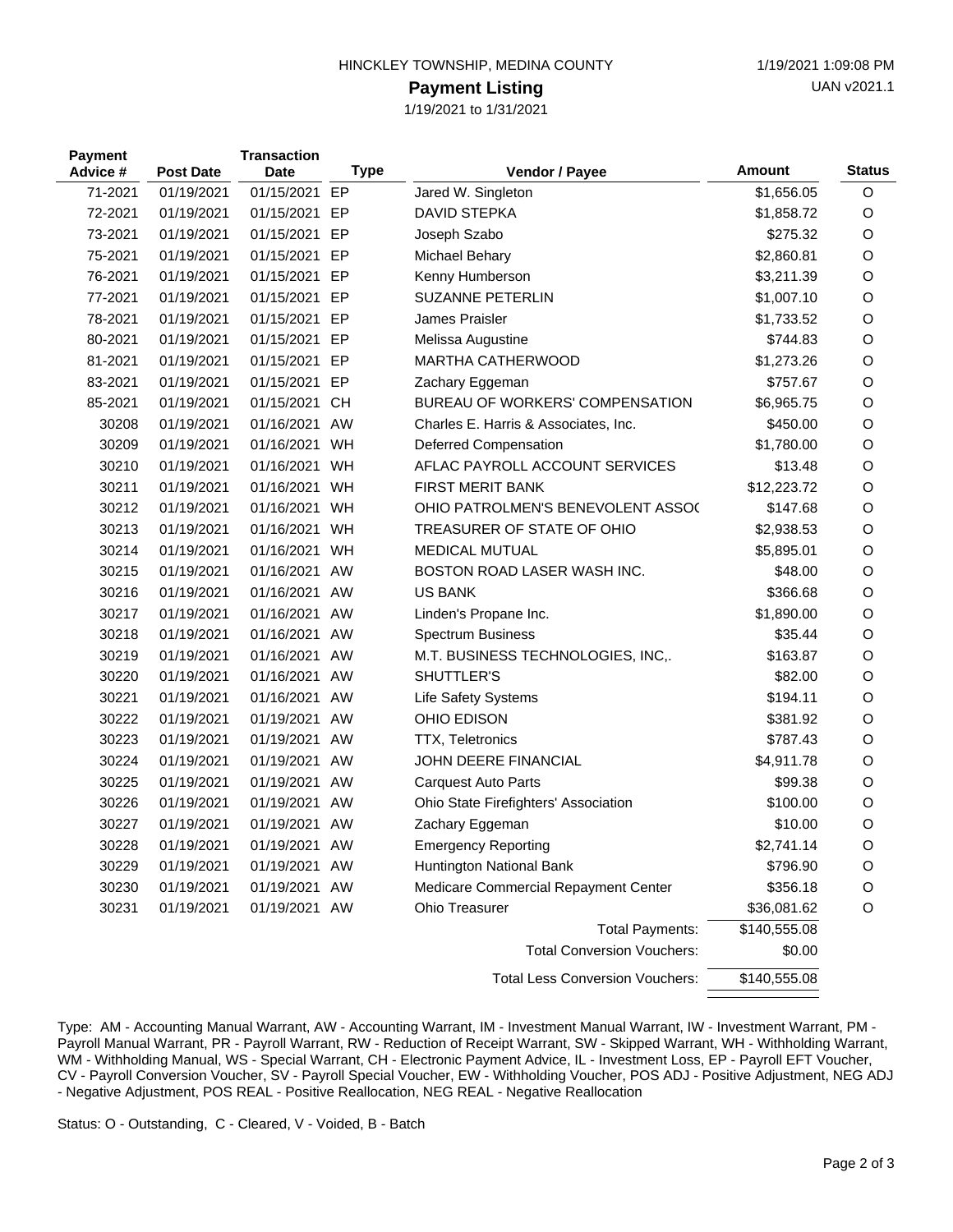HINCKLEY TOWNSHIP, MEDINA COUNTY

1/19/2021 1:09:08 PM

UAN v2021.1

# Payment Listing

1/19/2021 to 1/31/2021

| Payment Advice # | Post Date | Transaction Date | Type | Vendor / Payee | Amount | Status |
|---|---|---|---|---|---|---|
| 71-2021 | 01/19/2021 | 01/15/2021 | EP | Jared W. Singleton | $1,656.05 | O |
| 72-2021 | 01/19/2021 | 01/15/2021 | EP | DAVID STEPKA | $1,858.72 | O |
| 73-2021 | 01/19/2021 | 01/15/2021 | EP | Joseph Szabo | $275.32 | O |
| 75-2021 | 01/19/2021 | 01/15/2021 | EP | Michael Behary | $2,860.81 | O |
| 76-2021 | 01/19/2021 | 01/15/2021 | EP | Kenny Humberson | $3,211.39 | O |
| 77-2021 | 01/19/2021 | 01/15/2021 | EP | SUZANNE PETERLIN | $1,007.10 | O |
| 78-2021 | 01/19/2021 | 01/15/2021 | EP | James Praisler | $1,733.52 | O |
| 80-2021 | 01/19/2021 | 01/15/2021 | EP | Melissa Augustine | $744.83 | O |
| 81-2021 | 01/19/2021 | 01/15/2021 | EP | MARTHA CATHERWOOD | $1,273.26 | O |
| 83-2021 | 01/19/2021 | 01/15/2021 | EP | Zachary Eggeman | $757.67 | O |
| 85-2021 | 01/19/2021 | 01/15/2021 | CH | BUREAU OF WORKERS' COMPENSATION | $6,965.75 | O |
| 30208 | 01/19/2021 | 01/16/2021 | AW | Charles E. Harris & Associates, Inc. | $450.00 | O |
| 30209 | 01/19/2021 | 01/16/2021 | WH | Deferred Compensation | $1,780.00 | O |
| 30210 | 01/19/2021 | 01/16/2021 | WH | AFLAC PAYROLL ACCOUNT SERVICES | $13.48 | O |
| 30211 | 01/19/2021 | 01/16/2021 | WH | FIRST MERIT BANK | $12,223.72 | O |
| 30212 | 01/19/2021 | 01/16/2021 | WH | OHIO PATROLMEN'S BENEVOLENT ASSO( | $147.68 | O |
| 30213 | 01/19/2021 | 01/16/2021 | WH | TREASURER OF STATE OF OHIO | $2,938.53 | O |
| 30214 | 01/19/2021 | 01/16/2021 | WH | MEDICAL MUTUAL | $5,895.01 | O |
| 30215 | 01/19/2021 | 01/16/2021 | AW | BOSTON ROAD LASER WASH INC. | $48.00 | O |
| 30216 | 01/19/2021 | 01/16/2021 | AW | US BANK | $366.68 | O |
| 30217 | 01/19/2021 | 01/16/2021 | AW | Linden's Propane Inc. | $1,890.00 | O |
| 30218 | 01/19/2021 | 01/16/2021 | AW | Spectrum Business | $35.44 | O |
| 30219 | 01/19/2021 | 01/16/2021 | AW | M.T. BUSINESS TECHNOLOGIES, INC,. | $163.87 | O |
| 30220 | 01/19/2021 | 01/16/2021 | AW | SHUTTLER'S | $82.00 | O |
| 30221 | 01/19/2021 | 01/16/2021 | AW | Life Safety Systems | $194.11 | O |
| 30222 | 01/19/2021 | 01/19/2021 | AW | OHIO EDISON | $381.92 | O |
| 30223 | 01/19/2021 | 01/19/2021 | AW | TTX, Teletronics | $787.43 | O |
| 30224 | 01/19/2021 | 01/19/2021 | AW | JOHN DEERE FINANCIAL | $4,911.78 | O |
| 30225 | 01/19/2021 | 01/19/2021 | AW | Carquest Auto Parts | $99.38 | O |
| 30226 | 01/19/2021 | 01/19/2021 | AW | Ohio State Firefighters' Association | $100.00 | O |
| 30227 | 01/19/2021 | 01/19/2021 | AW | Zachary Eggeman | $10.00 | O |
| 30228 | 01/19/2021 | 01/19/2021 | AW | Emergency Reporting | $2,741.14 | O |
| 30229 | 01/19/2021 | 01/19/2021 | AW | Huntington National Bank | $796.90 | O |
| 30230 | 01/19/2021 | 01/19/2021 | AW | Medicare Commercial Repayment Center | $356.18 | O |
| 30231 | 01/19/2021 | 01/19/2021 | AW | Ohio Treasurer | $36,081.62 | O |
| | | | | Total Payments: | $140,555.08 | |
| | | | | Total Conversion Vouchers: | $0.00 | |
| | | | | Total Less Conversion Vouchers: | $140,555.08 | |

Type: AM - Accounting Manual Warrant, AW - Accounting Warrant, IM - Investment Manual Warrant, IW - Investment Warrant, PM - Payroll Manual Warrant, PR - Payroll Warrant, RW - Reduction of Receipt Warrant, SW - Skipped Warrant, WH - Withholding Warrant, WM - Withholding Manual, WS - Special Warrant, CH - Electronic Payment Advice, IL - Investment Loss, EP - Payroll EFT Voucher, CV - Payroll Conversion Voucher, SV - Payroll Special Voucher, EW - Withholding Voucher, POS ADJ - Positive Adjustment, NEG ADJ - Negative Adjustment, POS REAL - Positive Reallocation, NEG REAL - Negative Reallocation

Status: O - Outstanding, C - Cleared, V - Voided, B - Batch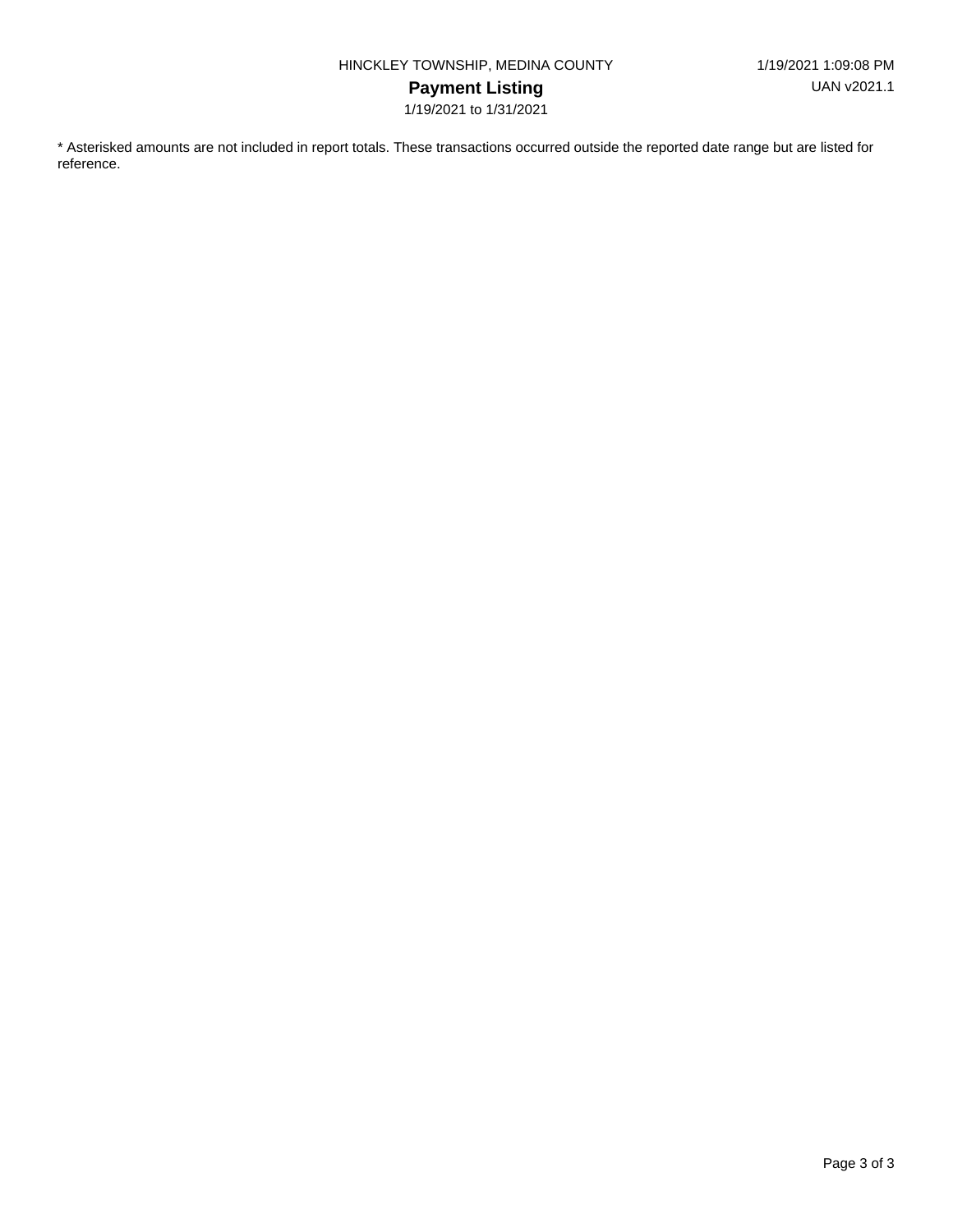* Asterisked amounts are not included in report totals. These transactions occurred outside the reported date range but are listed for reference.